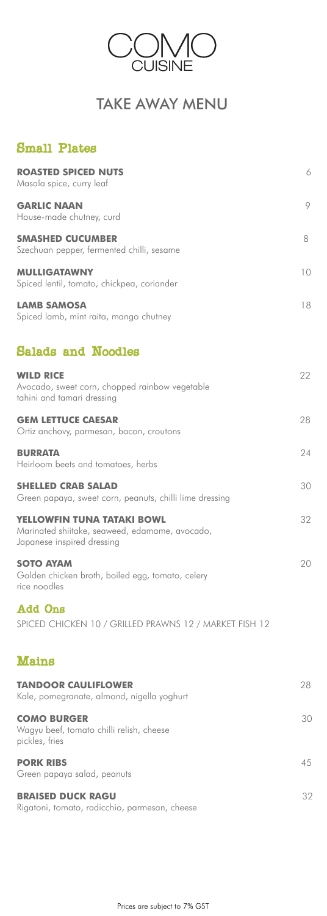# COMO CUISINE

## TAKE AWAY MENU

### Small Plates

**ROASTED SPICED NUTS** — 6
Masala spice, curry leaf

**GARLIC NAAN** — 9
House-made chutney, curd

**SMASHED CUCUMBER** — 8
Szechuan pepper, fermented chilli, sesame

**MULLIGATAWNY** — 10
Spiced lentil, tomato, chickpea, coriander

**LAMB SAMOSA** — 18
Spiced lamb, mint raita, mango chutney

### Salads and Noodles

**WILD RICE** — 22
Avocado, sweet corn, chopped rainbow vegetable
tahini and tamari dressing

**GEM LETTUCE CAESAR** — 28
Ortiz anchovy, parmesan, bacon, croutons

**BURRATA** — 24
Heirloom beets and tomatoes, herbs

**SHELLED CRAB SALAD** — 30
Green papaya, sweet corn, peanuts, chilli lime dressing

**YELLOWFIN TUNA TATAKI BOWL** — 32
Marinated shiitake, seaweed, edamame, avocado,
Japanese inspired dressing

**SOTO AYAM** — 20
Golden chicken broth, boiled egg, tomato, celery
rice noodles

### Add Ons

SPICED CHICKEN 10 / GRILLED PRAWNS 12 / MARKET FISH 12

### Mains

**TANDOOR CAULIFLOWER** — 28
Kale, pomegranate, almond, nigella yoghurt

**COMO BURGER** — 30
Wagyu beef, tomato chilli relish, cheese
pickles, fries

**PORK RIBS** — 45
Green papaya salad, peanuts

**BRAISED DUCK RAGU** — 32
Rigatoni, tomato, radicchio, parmesan, cheese

Prices are subject to 7% GST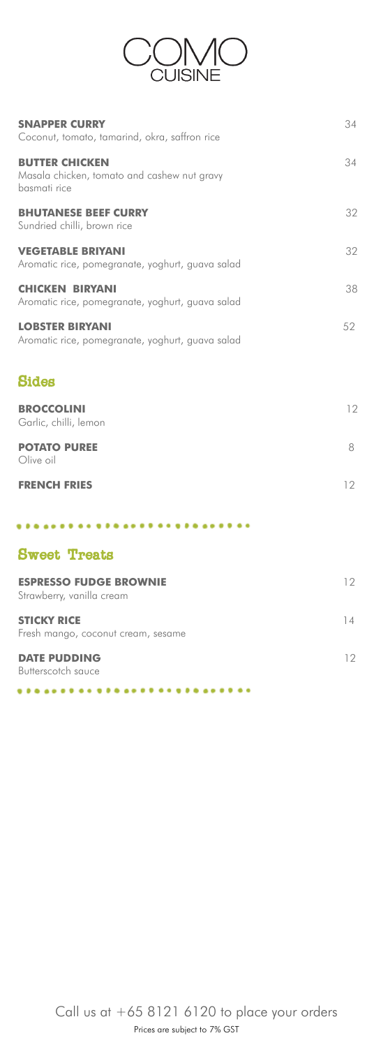# COMO CUISINE

**SNAPPER CURRY** 34
Coconut, tomato, tamarind, okra, saffron rice

**BUTTER CHICKEN** 34
Masala chicken, tomato and cashew nut gravy
basmati rice

**BHUTANESE BEEF CURRY** 32
Sundried chilli, brown rice

**VEGETABLE BRIYANI** 32
Aromatic rice, pomegranate, yoghurt, guava salad

**CHICKEN BIRYANI** 38
Aromatic rice, pomegranate, yoghurt, guava salad

**LOBSTER BIRYANI** 52
Aromatic rice, pomegranate, yoghurt, guava salad

## Sides

**BROCCOLINI** 12
Garlic, chilli, lemon

**POTATO PUREE** 8
Olive oil

**FRENCH FRIES** 12

## Sweet Treats

**ESPRESSO FUDGE BROWNIE** 12
Strawberry, vanilla cream

**STICKY RICE** 14
Fresh mango, coconut cream, sesame

**DATE PUDDING** 12
Butterscotch sauce

Call us at +65 8121 6120 to place your orders

Prices are subject to 7% GST